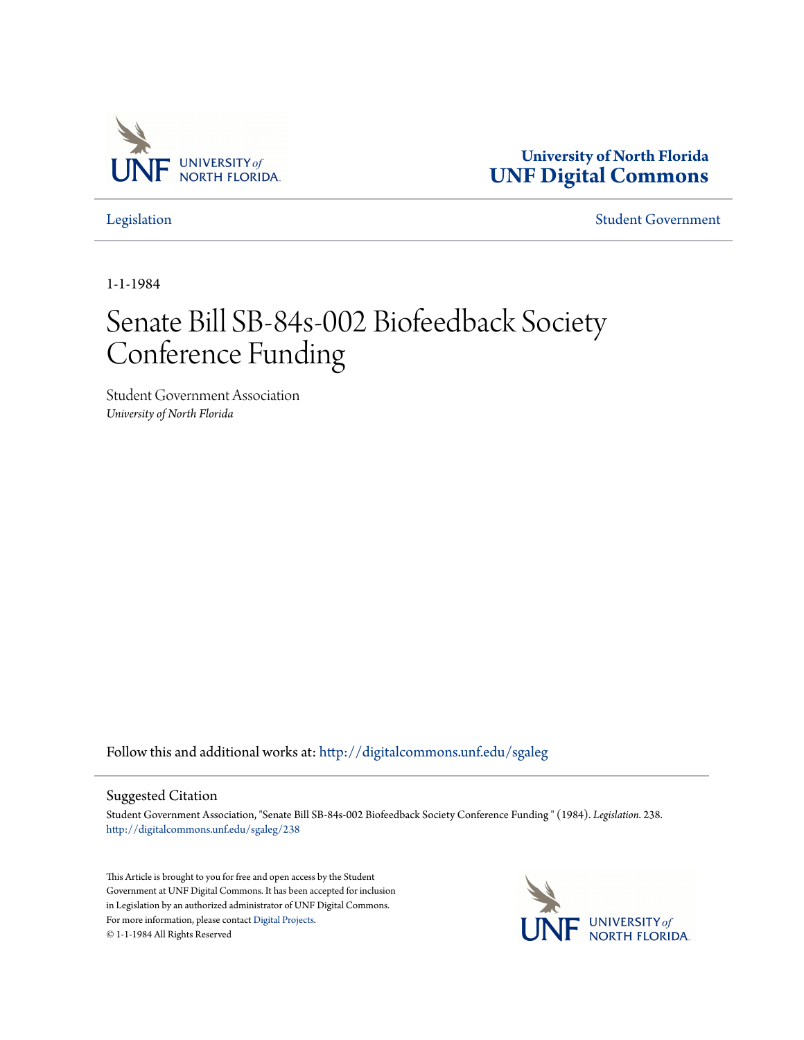University of North Florida
**UNF Digital Commons**

Legislation | Student Government

1-1-1984

# Senate Bill SB-84s-002 Biofeedback Society Conference Funding

Student Government Association
*University of North Florida*

Follow this and additional works at: http://digitalcommons.unf.edu/sgaleg

## Suggested Citation

Student Government Association, "Senate Bill SB-84s-002 Biofeedback Society Conference Funding " (1984). *Legislation*. 238.
http://digitalcommons.unf.edu/sgaleg/238

This Article is brought to you for free and open access by the Student Government at UNF Digital Commons. It has been accepted for inclusion in Legislation by an authorized administrator of UNF Digital Commons. For more information, please contact Digital Projects.
© 1-1-1984 All Rights Reserved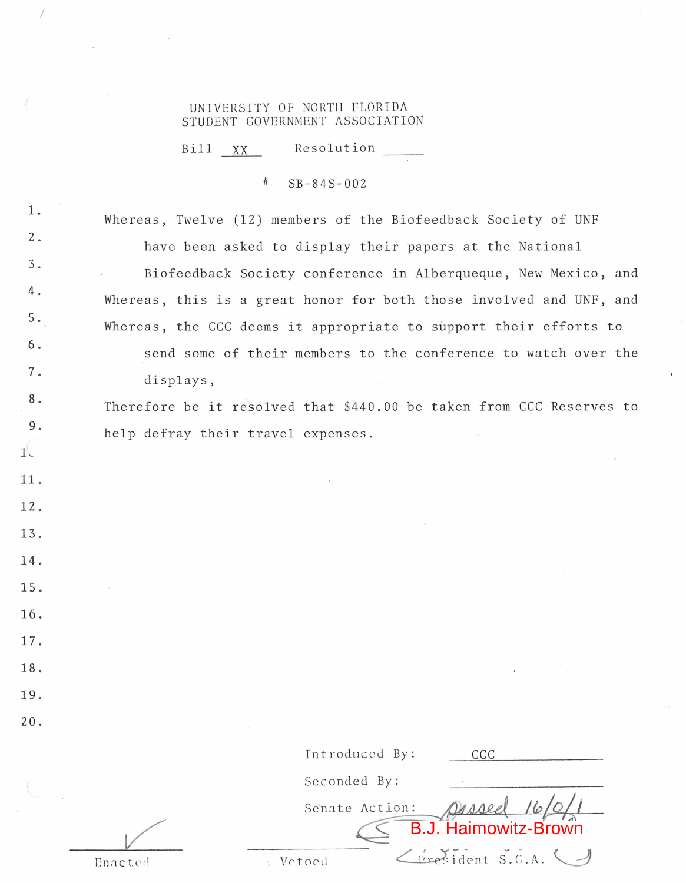UNIVERSITY OF NORTH FLORIDA
STUDENT GOVERNMENT ASSOCIATION

Bill XX Resolution \_\_\_\_\_

# SB-84S-002

1. Whereas, Twelve (12) members of the Biofeedback Society of UNF
2. have been asked to display their papers at the National
3. Biofeedback Society conference in Alberqueque, New Mexico, and
4. Whereas, this is a great honor for both those involved and UNF, and
5. Whereas, the CCC deems it appropriate to support their efforts to
6. send some of their members to the conference to watch over the
7. displays,
8. Therefore be it resolved that $440.00 be taken from CCC Reserves to
9. help defray their travel expenses.
10.
11.
12.
13.
14.
15.
16.
17.
18.
19.
20.

Introduced By: CCC

Seconded By: \_\_\_\_\_\_\_\_\_\_

Senate Action: Passed 16/0/1

B.J. Haimowitz-Brown

Enacted ✓ Vetoed President S.G.A.